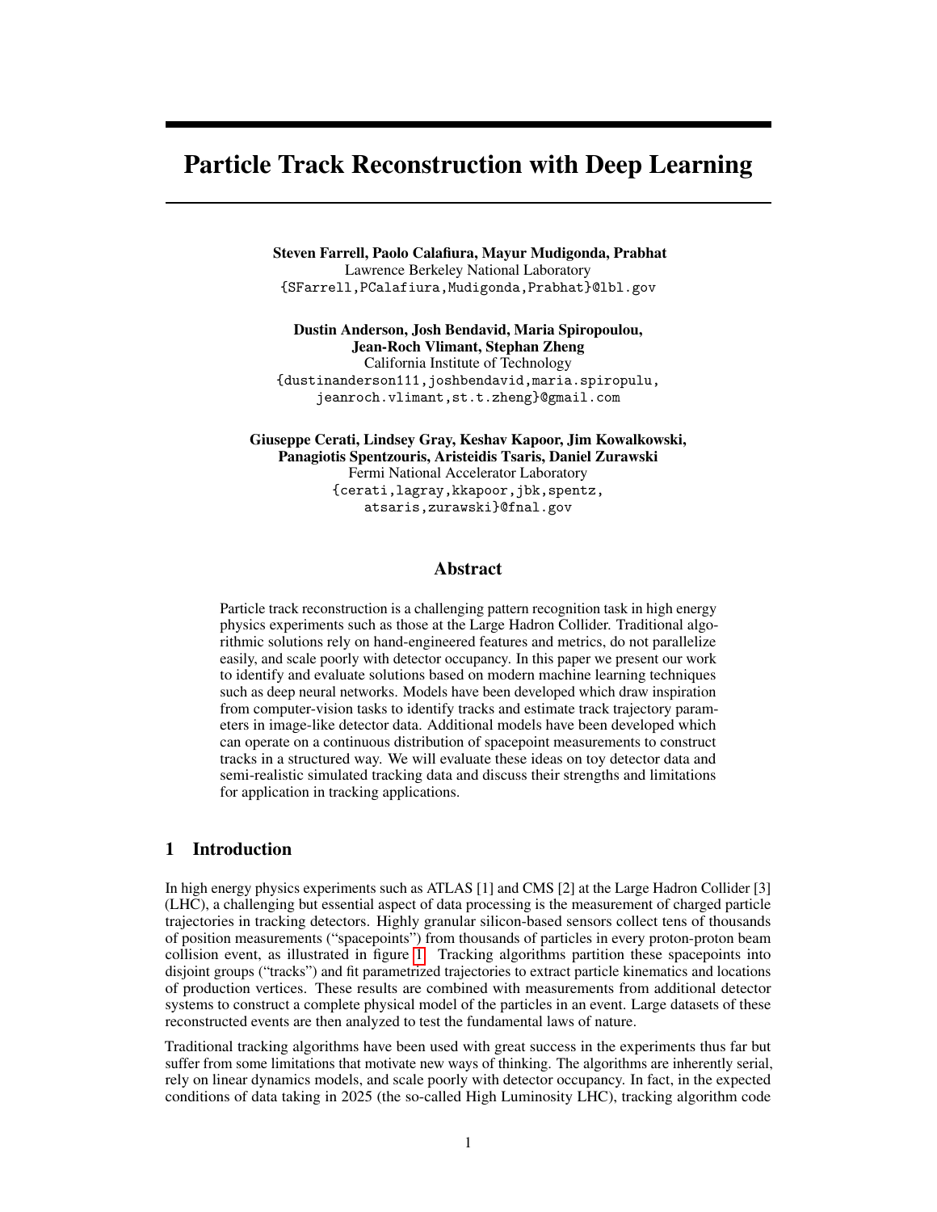# Particle Track Reconstruction with Deep Learning

**Steven Farrell, Paolo Calafiura, Mayur Mudigonda, Prabhat**
Lawrence Berkeley National Laboratory
{SFarrell,PCalafiura,Mudigonda,Prabhat}@lbl.gov

**Dustin Anderson, Josh Bendavid, Maria Spiropoulou, Jean-Roch Vlimant, Stephan Zheng**
California Institute of Technology
{dustinanderson111,joshbendavid,maria.spiropulu, jeanroch.vlimant,st.t.zheng}@gmail.com

**Giuseppe Cerati, Lindsey Gray, Keshav Kapoor, Jim Kowalkowski, Panagiotis Spentzouris, Aristeidis Tsaris, Daniel Zurawski**
Fermi National Accelerator Laboratory
{cerati,lagray,kkapoor,jbk,spentz, atsaris,zurawski}@fnal.gov

## Abstract

Particle track reconstruction is a challenging pattern recognition task in high energy physics experiments such as those at the Large Hadron Collider. Traditional algorithmic solutions rely on hand-engineered features and metrics, do not parallelize easily, and scale poorly with detector occupancy. In this paper we present our work to identify and evaluate solutions based on modern machine learning techniques such as deep neural networks. Models have been developed which draw inspiration from computer-vision tasks to identify tracks and estimate track trajectory parameters in image-like detector data. Additional models have been developed which can operate on a continuous distribution of spacepoint measurements to construct tracks in a structured way. We will evaluate these ideas on toy detector data and semi-realistic simulated tracking data and discuss their strengths and limitations for application in tracking applications.

## 1 Introduction

In high energy physics experiments such as ATLAS [1] and CMS [2] at the Large Hadron Collider [3] (LHC), a challenging but essential aspect of data processing is the measurement of charged particle trajectories in tracking detectors. Highly granular silicon-based sensors collect tens of thousands of position measurements ("spacepoints") from thousands of particles in every proton-proton beam collision event, as illustrated in figure 1. Tracking algorithms partition these spacepoints into disjoint groups ("tracks") and fit parametrized trajectories to extract particle kinematics and locations of production vertices. These results are combined with measurements from additional detector systems to construct a complete physical model of the particles in an event. Large datasets of these reconstructed events are then analyzed to test the fundamental laws of nature.

Traditional tracking algorithms have been used with great success in the experiments thus far but suffer from some limitations that motivate new ways of thinking. The algorithms are inherently serial, rely on linear dynamics models, and scale poorly with detector occupancy. In fact, in the expected conditions of data taking in 2025 (the so-called High Luminosity LHC), tracking algorithm code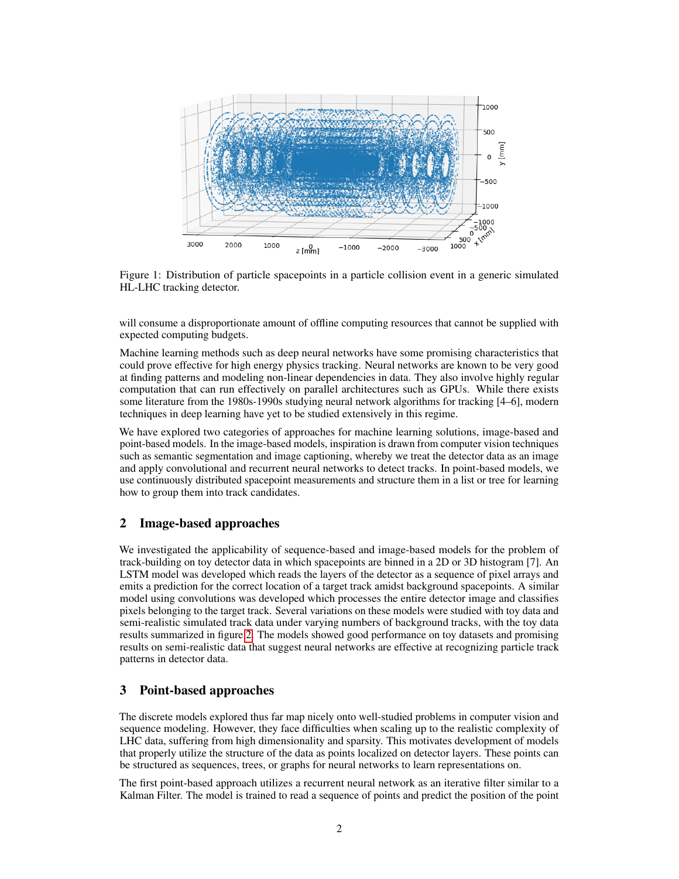Figure 1: Distribution of particle spacepoints in a particle collision event in a generic simulated HL-LHC tracking detector.

will consume a disproportionate amount of offline computing resources that cannot be supplied with expected computing budgets.

Machine learning methods such as deep neural networks have some promising characteristics that could prove effective for high energy physics tracking. Neural networks are known to be very good at finding patterns and modeling non-linear dependencies in data. They also involve highly regular computation that can run effectively on parallel architectures such as GPUs. While there exists some literature from the 1980s-1990s studying neural network algorithms for tracking [4–6], modern techniques in deep learning have yet to be studied extensively in this regime.

We have explored two categories of approaches for machine learning solutions, image-based and point-based models. In the image-based models, inspiration is drawn from computer vision techniques such as semantic segmentation and image captioning, whereby we treat the detector data as an image and apply convolutional and recurrent neural networks to detect tracks. In point-based models, we use continuously distributed spacepoint measurements and structure them in a list or tree for learning how to group them into track candidates.

## 2 Image-based approaches

We investigated the applicability of sequence-based and image-based models for the problem of track-building on toy detector data in which spacepoints are binned in a 2D or 3D histogram [7]. An LSTM model was developed which reads the layers of the detector as a sequence of pixel arrays and emits a prediction for the correct location of a target track amidst background spacepoints. A similar model using convolutions was developed which processes the entire detector image and classifies pixels belonging to the target track. Several variations on these models were studied with toy data and semi-realistic simulated track data under varying numbers of background tracks, with the toy data results summarized in figure 2. The models showed good performance on toy datasets and promising results on semi-realistic data that suggest neural networks are effective at recognizing particle track patterns in detector data.

## 3 Point-based approaches

The discrete models explored thus far map nicely onto well-studied problems in computer vision and sequence modeling. However, they face difficulties when scaling up to the realistic complexity of LHC data, suffering from high dimensionality and sparsity. This motivates development of models that properly utilize the structure of the data as points localized on detector layers. These points can be structured as sequences, trees, or graphs for neural networks to learn representations on.

The first point-based approach utilizes a recurrent neural network as an iterative filter similar to a Kalman Filter. The model is trained to read a sequence of points and predict the position of the point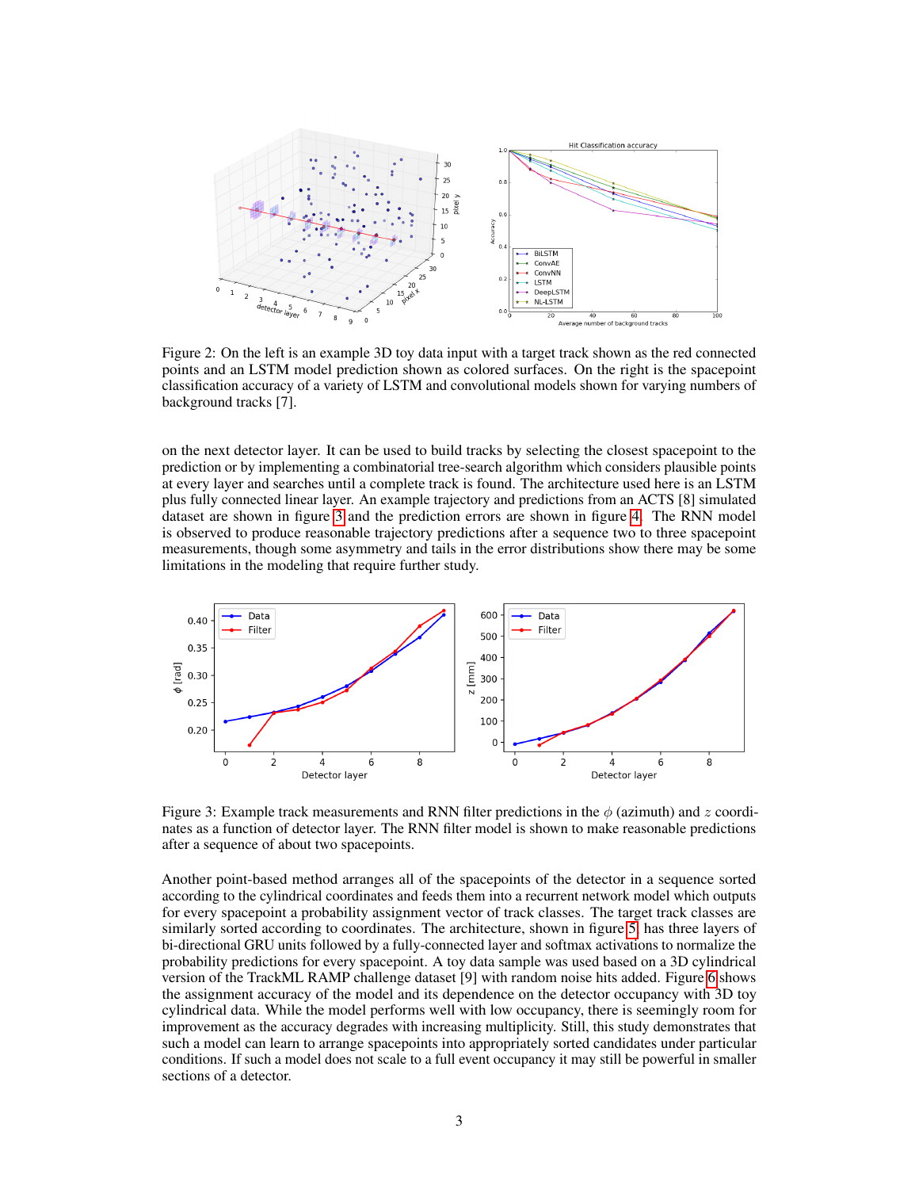Figure 2: On the left is an example 3D toy data input with a target track shown as the red connected points and an LSTM model prediction shown as colored surfaces. On the right is the spacepoint classification accuracy of a variety of LSTM and convolutional models shown for varying numbers of background tracks [7].

on the next detector layer. It can be used to build tracks by selecting the closest spacepoint to the prediction or by implementing a combinatorial tree-search algorithm which considers plausible points at every layer and searches until a complete track is found. The architecture used here is an LSTM plus fully connected linear layer. An example trajectory and predictions from an ACTS [8] simulated dataset are shown in figure 3 and the prediction errors are shown in figure 4. The RNN model is observed to produce reasonable trajectory predictions after a sequence two to three spacepoint measurements, though some asymmetry and tails in the error distributions show there may be some limitations in the modeling that require further study.

Figure 3: Example track measurements and RNN filter predictions in the $\phi$ (azimuth) and $z$ coordinates as a function of detector layer. The RNN filter model is shown to make reasonable predictions after a sequence of about two spacepoints.

Another point-based method arranges all of the spacepoints of the detector in a sequence sorted according to the cylindrical coordinates and feeds them into a recurrent network model which outputs for every spacepoint a probability assignment vector of track classes. The target track classes are similarly sorted according to coordinates. The architecture, shown in figure 5, has three layers of bi-directional GRU units followed by a fully-connected layer and softmax activations to normalize the probability predictions for every spacepoint. A toy data sample was used based on a 3D cylindrical version of the TrackML RAMP challenge dataset [9] with random noise hits added. Figure 6 shows the assignment accuracy of the model and its dependence on the detector occupancy with 3D toy cylindrical data. While the model performs well with low occupancy, there is seemingly room for improvement as the accuracy degrades with increasing multiplicity. Still, this study demonstrates that such a model can learn to arrange spacepoints into appropriately sorted candidates under particular conditions. If such a model does not scale to a full event occupancy it may still be powerful in smaller sections of a detector.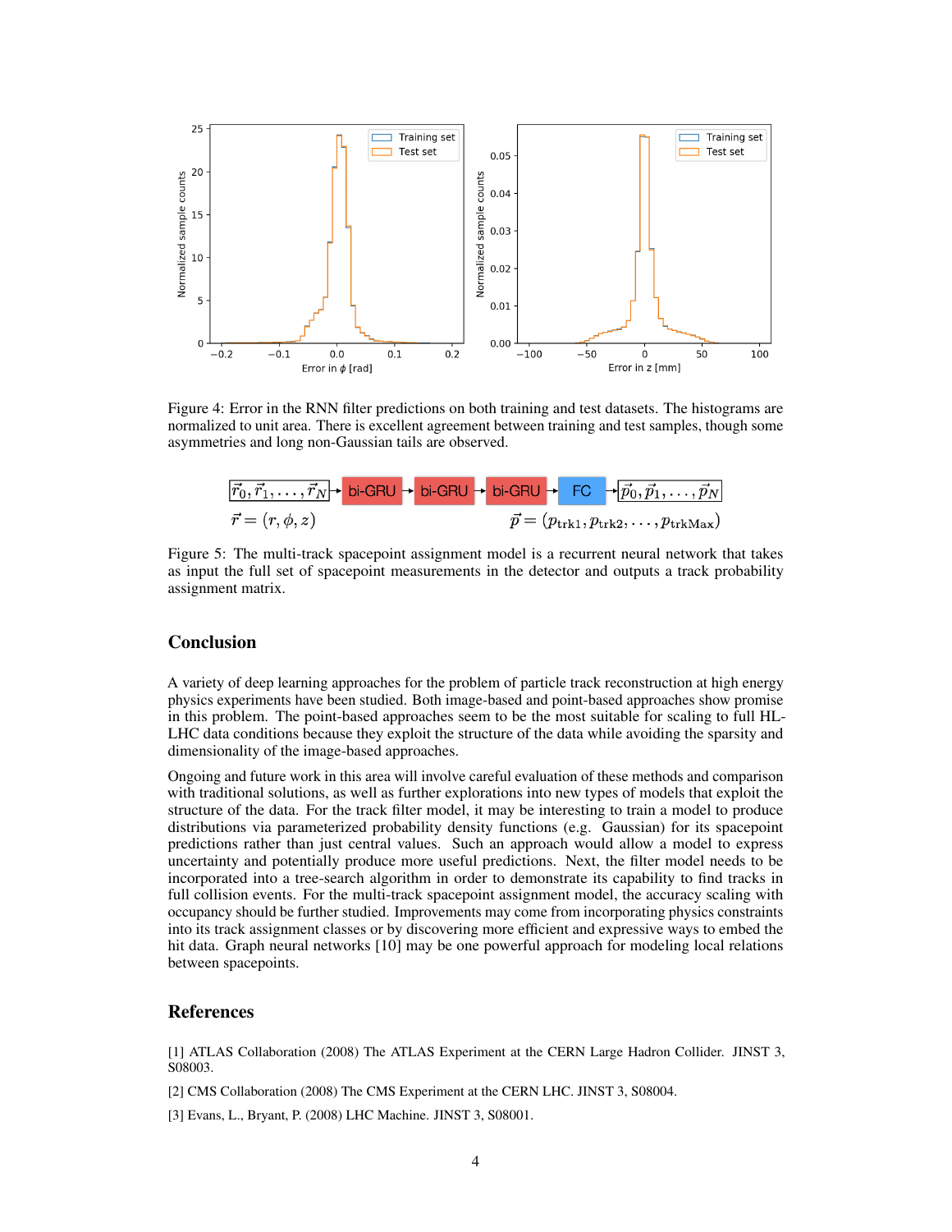Figure 4: Error in the RNN filter predictions on both training and test datasets. The histograms are normalized to unit area. There is excellent agreement between training and test samples, though some asymmetries and long non-Gaussian tails are observed.

Figure 5: The multi-track spacepoint assignment model is a recurrent neural network that takes as input the full set of spacepoint measurements in the detector and outputs a track probability assignment matrix.

## Conclusion

A variety of deep learning approaches for the problem of particle track reconstruction at high energy physics experiments have been studied. Both image-based and point-based approaches show promise in this problem. The point-based approaches seem to be the most suitable for scaling to full HL-LHC data conditions because they exploit the structure of the data while avoiding the sparsity and dimensionality of the image-based approaches.

Ongoing and future work in this area will involve careful evaluation of these methods and comparison with traditional solutions, as well as further explorations into new types of models that exploit the structure of the data. For the track filter model, it may be interesting to train a model to produce distributions via parameterized probability density functions (e.g. Gaussian) for its spacepoint predictions rather than just central values. Such an approach would allow a model to express uncertainty and potentially produce more useful predictions. Next, the filter model needs to be incorporated into a tree-search algorithm in order to demonstrate its capability to find tracks in full collision events. For the multi-track spacepoint assignment model, the accuracy scaling with occupancy should be further studied. Improvements may come from incorporating physics constraints into its track assignment classes or by discovering more efficient and expressive ways to embed the hit data. Graph neural networks [10] may be one powerful approach for modeling local relations between spacepoints.

## References

[1] ATLAS Collaboration (2008) The ATLAS Experiment at the CERN Large Hadron Collider. JINST 3, S08003.

[2] CMS Collaboration (2008) The CMS Experiment at the CERN LHC. JINST 3, S08004.

[3] Evans, L., Bryant, P. (2008) LHC Machine. JINST 3, S08001.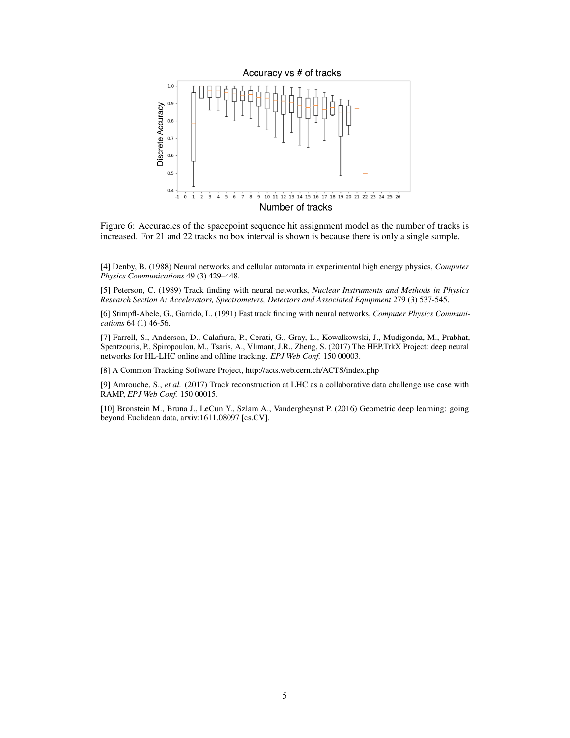Accuracy vs # of tracks

Discrete Accuracy

1.0
0.9
0.8
0.7
0.6
0.5
0.4

-1 0 1 2 3 4 5 6 7 8 9 10 11 12 13 14 15 16 17 18 19 20 21 22 23 24 25 26

Number of tracks

Figure 6: Accuracies of the spacepoint sequence hit assignment model as the number of tracks is increased. For 21 and 22 tracks no box interval is shown is because there is only a single sample.

[4] Denby, B. (1988) Neural networks and cellular automata in experimental high energy physics, *Computer Physics Communications* 49 (3) 429–448.

[5] Peterson, C. (1989) Track finding with neural networks, *Nuclear Instruments and Methods in Physics Research Section A: Accelerators, Spectrometers, Detectors and Associated Equipment* 279 (3) 537-545.

[6] Stimpfl-Abele, G., Garrido, L. (1991) Fast track finding with neural networks, *Computer Physics Communications* 64 (1) 46-56.

[7] Farrell, S., Anderson, D., Calafiura, P., Cerati, G., Gray, L., Kowalkowski, J., Mudigonda, M., Prabhat, Spentzouris, P., Spiropoulou, M., Tsaris, A., Vlimant, J.R., Zheng, S. (2017) The HEP.TrkX Project: deep neural networks for HL-LHC online and offline tracking. *EPJ Web Conf.* 150 00003.

[8] A Common Tracking Software Project, http://acts.web.cern.ch/ACTS/index.php

[9] Amrouche, S., *et al.* (2017) Track reconstruction at LHC as a collaborative data challenge use case with RAMP, *EPJ Web Conf.* 150 00015.

[10] Bronstein M., Bruna J., LeCun Y., Szlam A., Vandergheynst P. (2016) Geometric deep learning: going beyond Euclidean data, arxiv:1611.08097 [cs.CV].